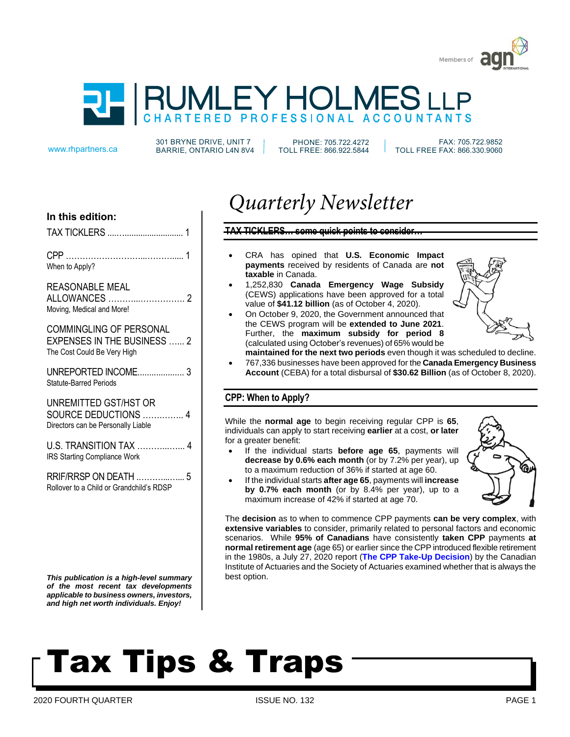# RUMLEY HOLMES LLP

CHARTERED PROFESSIONAL ACCOUNTANTS

Members of agn INTERNATIONAL

www.rhpartners.ca | 301 BRYNE DRIVE, UNIT 7, BARRIE, ONTARIO L4N 8V4 | PHONE: 705.722.4272, TOLL FREE: 866.922.5844 | FAX: 705.722.9852, TOLL FREE FAX: 866.330.9060

# Quarterly Newsletter

**In this edition:**

- TAX TICKLERS ..... 1
- CPP ..... 1
  When to Apply?
- REASONABLE MEAL ALLOWANCES ..... 2
  Moving, Medical and More!
- COMMINGLING OF PERSONAL EXPENSES IN THE BUSINESS ..... 2
  The Cost Could Be Very High
- UNREPORTED INCOME..... 3
  Statute-Barred Periods
- UNREMITTED GST/HST OR SOURCE DEDUCTIONS ..... 4
  Directors can be Personally Liable
- U.S. TRANSITION TAX ..... 4
  IRS Starting Compliance Work
- RRIF/RRSP ON DEATH ..... 5
  Rollover to a Child or Grandchild's RDSP

***This publication is a high-level summary of the most recent tax developments applicable to business owners, investors, and high net worth individuals. Enjoy!***

## TAX TICKLERS… some quick points to consider…

- CRA has opined that **U.S. Economic Impact payments** received by residents of Canada are **not taxable** in Canada.
- 1,252,830 **Canada Emergency Wage Subsidy** (CEWS) applications have been approved for a total value of **$41.12 billion** (as of October 4, 2020).
- On October 9, 2020, the Government announced that the CEWS program will be **extended to June 2021**. Further, the **maximum subsidy for period 8** (calculated using October's revenues) of 65% would be **maintained for the next two periods** even though it was scheduled to decline.
- 767,336 businesses have been approved for the **Canada Emergency Business Account** (CEBA) for a total disbursal of **$30.62 Billion** (as of October 8, 2020).

## CPP: When to Apply?

While the **normal age** to begin receiving regular CPP is **65**, individuals can apply to start receiving **earlier** at a cost, **or later** for a greater benefit:

- If the individual starts **before age 65**, payments will **decrease by 0.6% each month** (or by 7.2% per year), up to a maximum reduction of 36% if started at age 60.
- If the individual starts **after age 65**, payments will **increase by 0.7% each month** (or by 8.4% per year), up to a maximum increase of 42% if started at age 70.

The **decision** as to when to commence CPP payments **can be very complex**, with **extensive variables** to consider, primarily related to personal factors and economic scenarios. While **95% of Canadians** have consistently **taken CPP** payments **at normal retirement age** (age 65) or earlier since the CPP introduced flexible retirement in the 1980s, a July 27, 2020 report (**The CPP Take-Up Decision**) by the Canadian Institute of Actuaries and the Society of Actuaries examined whether that is always the best option.

# Tax Tips & Traps

2020 FOURTH QUARTER | ISSUE NO. 132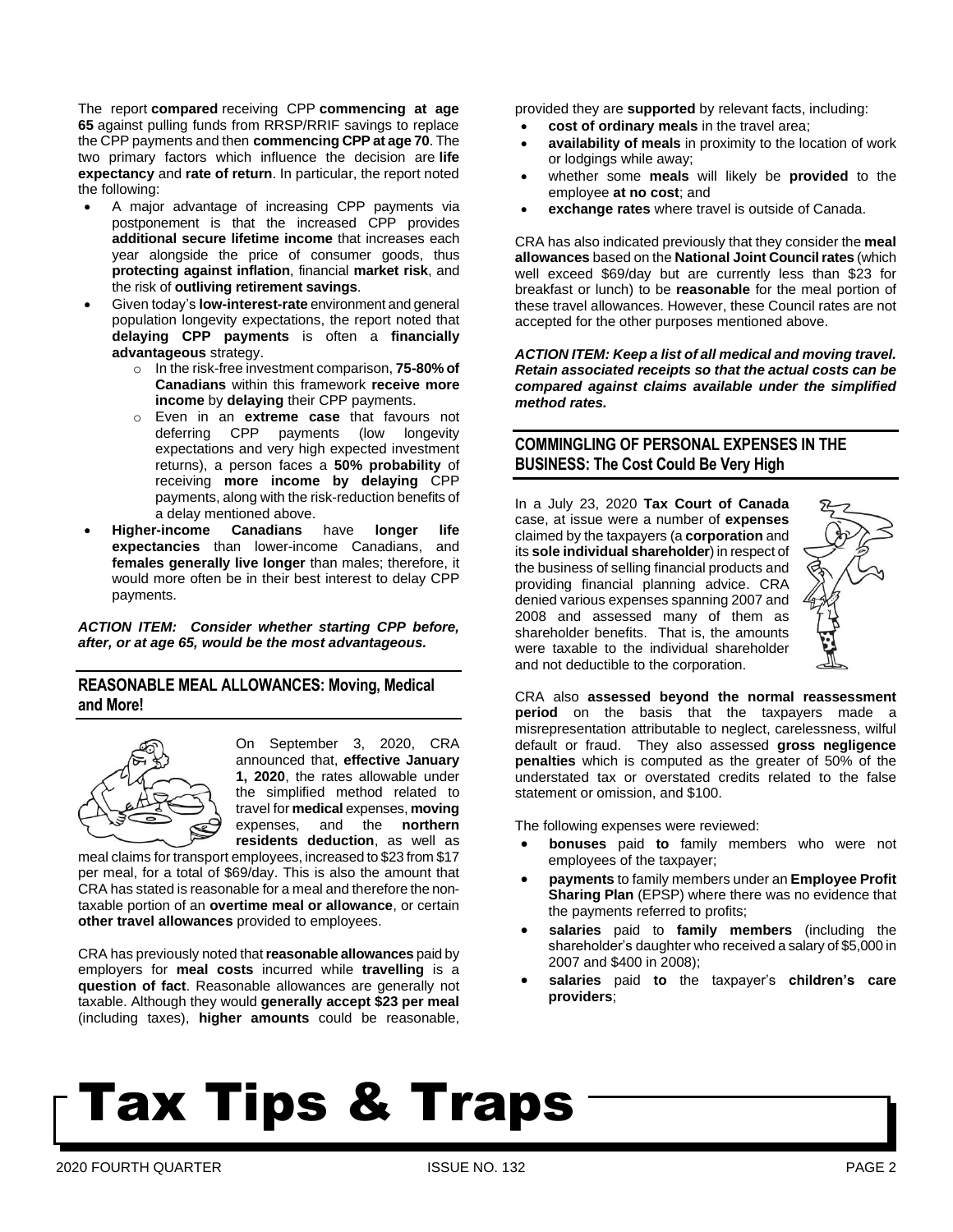The report **compared** receiving CPP **commencing at age 65** against pulling funds from RRSP/RRIF savings to replace the CPP payments and then **commencing CPP at age 70**. The two primary factors which influence the decision are **life expectancy** and **rate of return**. In particular, the report noted the following:

- A major advantage of increasing CPP payments via postponement is that the increased CPP provides **additional secure lifetime income** that increases each year alongside the price of consumer goods, thus **protecting against inflation**, financial **market risk**, and the risk of **outliving retirement savings**.
- Given today's **low-interest-rate** environment and general population longevity expectations, the report noted that **delaying CPP payments** is often a **financially advantageous** strategy.
  - In the risk-free investment comparison, **75-80% of Canadians** within this framework **receive more income** by **delaying** their CPP payments.
  - Even in an **extreme case** that favours not deferring CPP payments (low longevity expectations and very high expected investment returns), a person faces a **50% probability** of receiving **more income by delaying** CPP payments, along with the risk-reduction benefits of a delay mentioned above.
- **Higher-income Canadians** have **longer life expectancies** than lower-income Canadians, and **females generally live longer** than males; therefore, it would more often be in their best interest to delay CPP payments.

***ACTION ITEM: Consider whether starting CPP before, after, or at age 65, would be the most advantageous.***

## REASONABLE MEAL ALLOWANCES: Moving, Medical and More!

On September 3, 2020, CRA announced that, **effective January 1, 2020**, the rates allowable under the simplified method related to travel for **medical** expenses, **moving** expenses, and the **northern residents deduction**, as well as meal claims for transport employees, increased to $23 from $17 per meal, for a total of $69/day. This is also the amount that CRA has stated is reasonable for a meal and therefore the non-taxable portion of an **overtime meal or allowance**, or certain **other travel allowances** provided to employees.

CRA has previously noted that **reasonable allowances** paid by employers for **meal costs** incurred while **travelling** is a **question of fact**. Reasonable allowances are generally not taxable. Although they would **generally accept $23 per meal** (including taxes), **higher amounts** could be reasonable, provided they are **supported** by relevant facts, including:

- **cost of ordinary meals** in the travel area;
- **availability of meals** in proximity to the location of work or lodgings while away;
- whether some **meals** will likely be **provided** to the employee **at no cost**; and
- **exchange rates** where travel is outside of Canada.

CRA has also indicated previously that they consider the **meal allowances** based on the **National Joint Council rates** (which well exceed $69/day but are currently less than $23 for breakfast or lunch) to be **reasonable** for the meal portion of these travel allowances. However, these Council rates are not accepted for the other purposes mentioned above.

***ACTION ITEM: Keep a list of all medical and moving travel. Retain associated receipts so that the actual costs can be compared against claims available under the simplified method rates.***

## COMMINGLING OF PERSONAL EXPENSES IN THE BUSINESS: The Cost Could Be Very High

In a July 23, 2020 **Tax Court of Canada** case, at issue were a number of **expenses** claimed by the taxpayers (a **corporation** and its **sole individual shareholder**) in respect of the business of selling financial products and providing financial planning advice. CRA denied various expenses spanning 2007 and 2008 and assessed many of them as shareholder benefits. That is, the amounts were taxable to the individual shareholder and not deductible to the corporation.

CRA also **assessed beyond the normal reassessment period** on the basis that the taxpayers made a misrepresentation attributable to neglect, carelessness, wilful default or fraud. They also assessed **gross negligence penalties** which is computed as the greater of 50% of the understated tax or overstated credits related to the false statement or omission, and $100.

The following expenses were reviewed:

- **bonuses** paid **to** family members who were not employees of the taxpayer;
- **payments** to family members under an **Employee Profit Sharing Plan** (EPSP) where there was no evidence that the payments referred to profits;
- **salaries** paid to **family members** (including the shareholder's daughter who received a salary of $5,000 in 2007 and $400 in 2008);
- **salaries** paid **to** the taxpayer's **children's care providers**;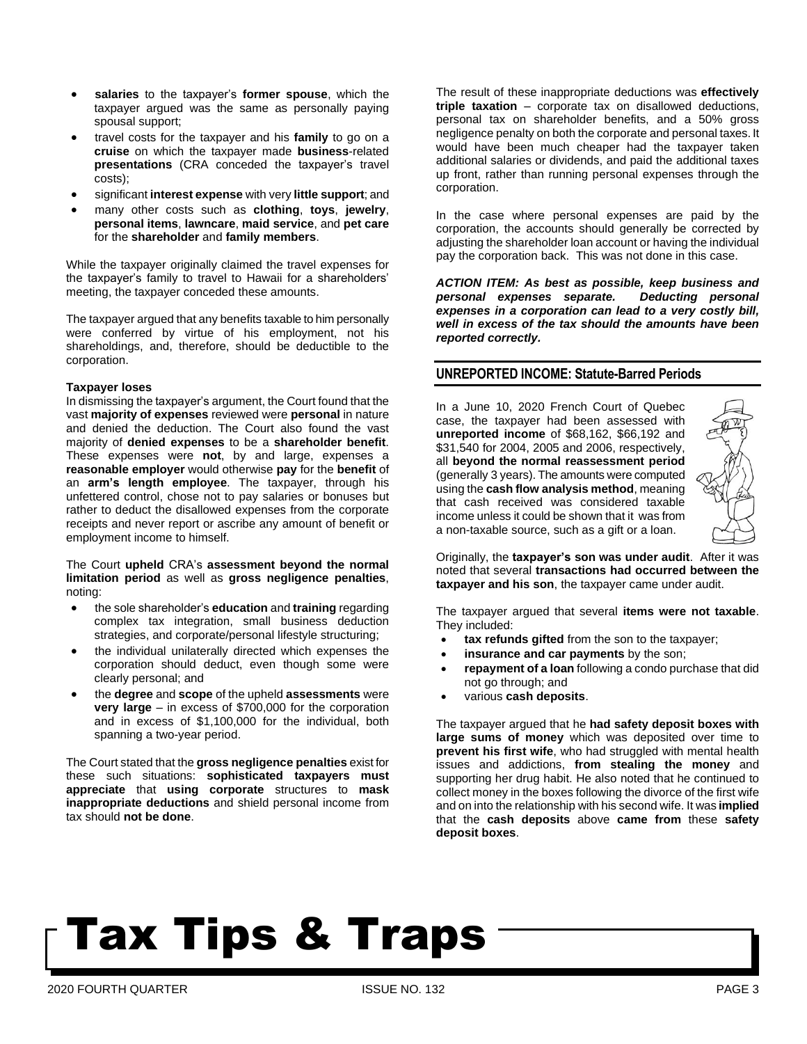- **salaries** to the taxpayer's **former spouse**, which the taxpayer argued was the same as personally paying spousal support;
- travel costs for the taxpayer and his **family** to go on a **cruise** on which the taxpayer made **business**-related **presentations** (CRA conceded the taxpayer's travel costs);
- significant **interest expense** with very **little support**; and
- many other costs such as **clothing**, **toys**, **jewelry**, **personal items**, **lawncare**, **maid service**, and **pet care** for the **shareholder** and **family members**.

While the taxpayer originally claimed the travel expenses for the taxpayer's family to travel to Hawaii for a shareholders' meeting, the taxpayer conceded these amounts.

The taxpayer argued that any benefits taxable to him personally were conferred by virtue of his employment, not his shareholdings, and, therefore, should be deductible to the corporation.

**Taxpayer loses**

In dismissing the taxpayer's argument, the Court found that the vast **majority of expenses** reviewed were **personal** in nature and denied the deduction. The Court also found the vast majority of **denied expenses** to be a **shareholder benefit**. These expenses were **not**, by and large, expenses a **reasonable employer** would otherwise **pay** for the **benefit** of an **arm's length employee**. The taxpayer, through his unfettered control, chose not to pay salaries or bonuses but rather to deduct the disallowed expenses from the corporate receipts and never report or ascribe any amount of benefit or employment income to himself.

The Court **upheld** CRA's **assessment beyond the normal limitation period** as well as **gross negligence penalties**, noting:

- the sole shareholder's **education** and **training** regarding complex tax integration, small business deduction strategies, and corporate/personal lifestyle structuring;
- the individual unilaterally directed which expenses the corporation should deduct, even though some were clearly personal; and
- the **degree** and **scope** of the upheld **assessments** were **very large** – in excess of $700,000 for the corporation and in excess of $1,100,000 for the individual, both spanning a two-year period.

The Court stated that the **gross negligence penalties** exist for these such situations: **sophisticated taxpayers must appreciate** that **using corporate** structures to **mask inappropriate deductions** and shield personal income from tax should **not be done**.

The result of these inappropriate deductions was **effectively triple taxation** – corporate tax on disallowed deductions, personal tax on shareholder benefits, and a 50% gross negligence penalty on both the corporate and personal taxes. It would have been much cheaper had the taxpayer taken additional salaries or dividends, and paid the additional taxes up front, rather than running personal expenses through the corporation.

In the case where personal expenses are paid by the corporation, the accounts should generally be corrected by adjusting the shareholder loan account or having the individual pay the corporation back. This was not done in this case.

***ACTION ITEM: As best as possible, keep business and personal expenses separate. Deducting personal expenses in a corporation can lead to a very costly bill, well in excess of the tax should the amounts have been reported correctly.***

## UNREPORTED INCOME: Statute-Barred Periods

In a June 10, 2020 French Court of Quebec case, the taxpayer had been assessed with **unreported income** of $68,162, $66,192 and $31,540 for 2004, 2005 and 2006, respectively, all **beyond the normal reassessment period** (generally 3 years). The amounts were computed using the **cash flow analysis method**, meaning that cash received was considered taxable income unless it could be shown that it was from a non-taxable source, such as a gift or a loan.

Originally, the **taxpayer's son was under audit**. After it was noted that several **transactions had occurred between the taxpayer and his son**, the taxpayer came under audit.

The taxpayer argued that several **items were not taxable**. They included:

- **tax refunds gifted** from the son to the taxpayer;
- **insurance and car payments** by the son;
- **repayment of a loan** following a condo purchase that did not go through; and
- various **cash deposits**.

The taxpayer argued that he **had safety deposit boxes with large sums of money** which was deposited over time to **prevent his first wife**, who had struggled with mental health issues and addictions, **from stealing the money** and supporting her drug habit. He also noted that he continued to collect money in the boxes following the divorce of the first wife and on into the relationship with his second wife. It was **implied** that the **cash deposits** above **came from** these **safety deposit boxes**.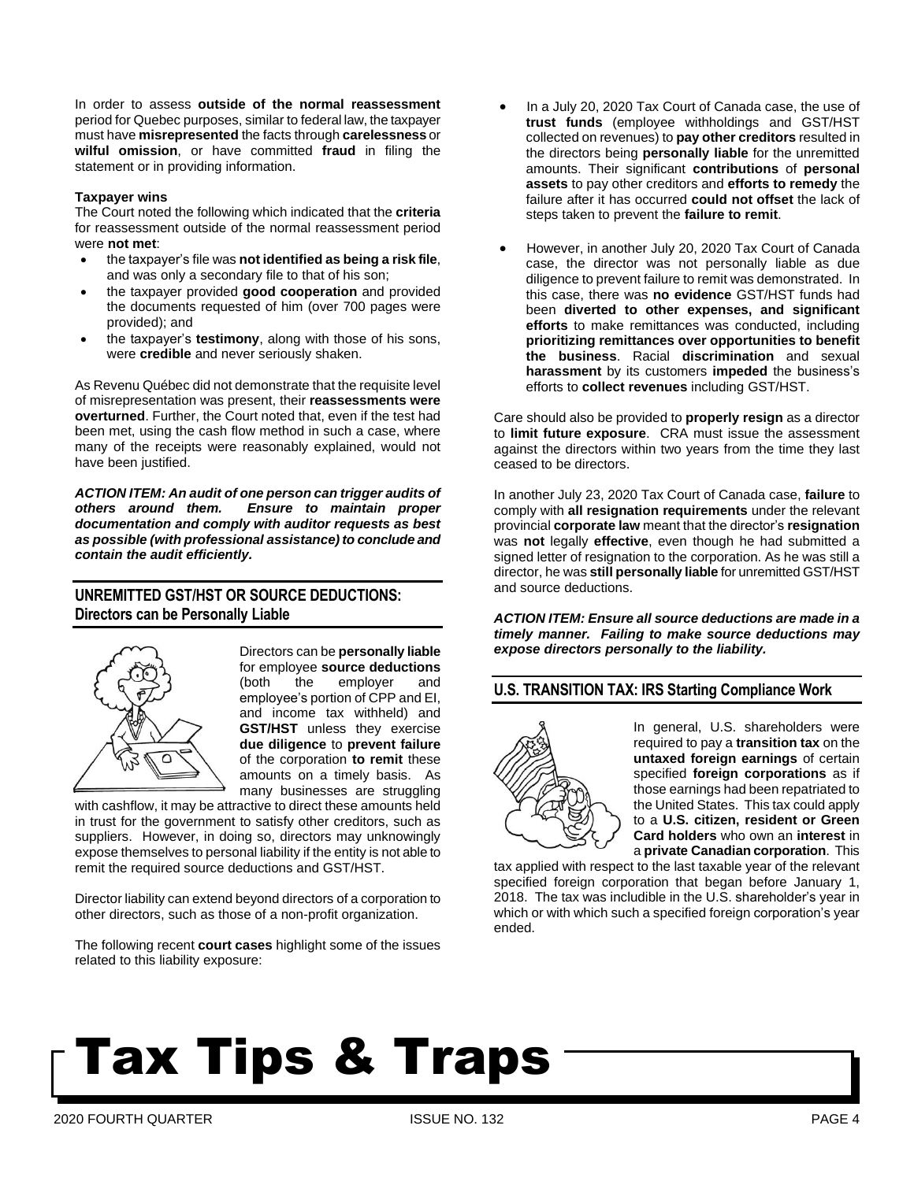In order to assess **outside of the normal reassessment** period for Quebec purposes, similar to federal law, the taxpayer must have **misrepresented** the facts through **carelessness** or **wilful omission**, or have committed **fraud** in filing the statement or in providing information.

**Taxpayer wins**

The Court noted the following which indicated that the **criteria** for reassessment outside of the normal reassessment period were **not met**:

- the taxpayer's file was **not identified as being a risk file**, and was only a secondary file to that of his son;
- the taxpayer provided **good cooperation** and provided the documents requested of him (over 700 pages were provided); and
- the taxpayer's **testimony**, along with those of his sons, were **credible** and never seriously shaken.

As Revenu Québec did not demonstrate that the requisite level of misrepresentation was present, their **reassessments were overturned**. Further, the Court noted that, even if the test had been met, using the cash flow method in such a case, where many of the receipts were reasonably explained, would not have been justified.

***ACTION ITEM: An audit of one person can trigger audits of others around them. Ensure to maintain proper documentation and comply with auditor requests as best as possible (with professional assistance) to conclude and contain the audit efficiently.***

## UNREMITTED GST/HST OR SOURCE DEDUCTIONS: Directors can be Personally Liable

Directors can be **personally liable** for employee **source deductions** (both the employer and employee's portion of CPP and EI, and income tax withheld) and **GST/HST** unless they exercise **due diligence** to **prevent failure** of the corporation **to remit** these amounts on a timely basis. As many businesses are struggling with cashflow, it may be attractive to direct these amounts held in trust for the government to satisfy other creditors, such as suppliers. However, in doing so, directors may unknowingly expose themselves to personal liability if the entity is not able to remit the required source deductions and GST/HST.

Director liability can extend beyond directors of a corporation to other directors, such as those of a non-profit organization.

The following recent **court cases** highlight some of the issues related to this liability exposure:

- In a July 20, 2020 Tax Court of Canada case, the use of **trust funds** (employee withholdings and GST/HST collected on revenues) to **pay other creditors** resulted in the directors being **personally liable** for the unremitted amounts. Their significant **contributions** of **personal assets** to pay other creditors and **efforts to remedy** the failure after it has occurred **could not offset** the lack of steps taken to prevent the **failure to remit**.
- However, in another July 20, 2020 Tax Court of Canada case, the director was not personally liable as due diligence to prevent failure to remit was demonstrated. In this case, there was **no evidence** GST/HST funds had been **diverted to other expenses, and significant efforts** to make remittances was conducted, including **prioritizing remittances over opportunities to benefit the business**. Racial **discrimination** and sexual **harassment** by its customers **impeded** the business's efforts to **collect revenues** including GST/HST.

Care should also be provided to **properly resign** as a director to **limit future exposure**. CRA must issue the assessment against the directors within two years from the time they last ceased to be directors.

In another July 23, 2020 Tax Court of Canada case, **failure** to comply with **all resignation requirements** under the relevant provincial **corporate law** meant that the director's **resignation** was **not** legally **effective**, even though he had submitted a signed letter of resignation to the corporation. As he was still a director, he was **still personally liable** for unremitted GST/HST and source deductions.

***ACTION ITEM: Ensure all source deductions are made in a timely manner. Failing to make source deductions may expose directors personally to the liability.***

## U.S. TRANSITION TAX: IRS Starting Compliance Work

In general, U.S. shareholders were required to pay a **transition tax** on the **untaxed foreign earnings** of certain specified **foreign corporations** as if those earnings had been repatriated to the United States. This tax could apply to a **U.S. citizen, resident or Green Card holders** who own an **interest** in a **private Canadian corporation**. This tax applied with respect to the last taxable year of the relevant specified foreign corporation that began before January 1, 2018. The tax was includible in the U.S. shareholder's year in which or with which such a specified foreign corporation's year ended.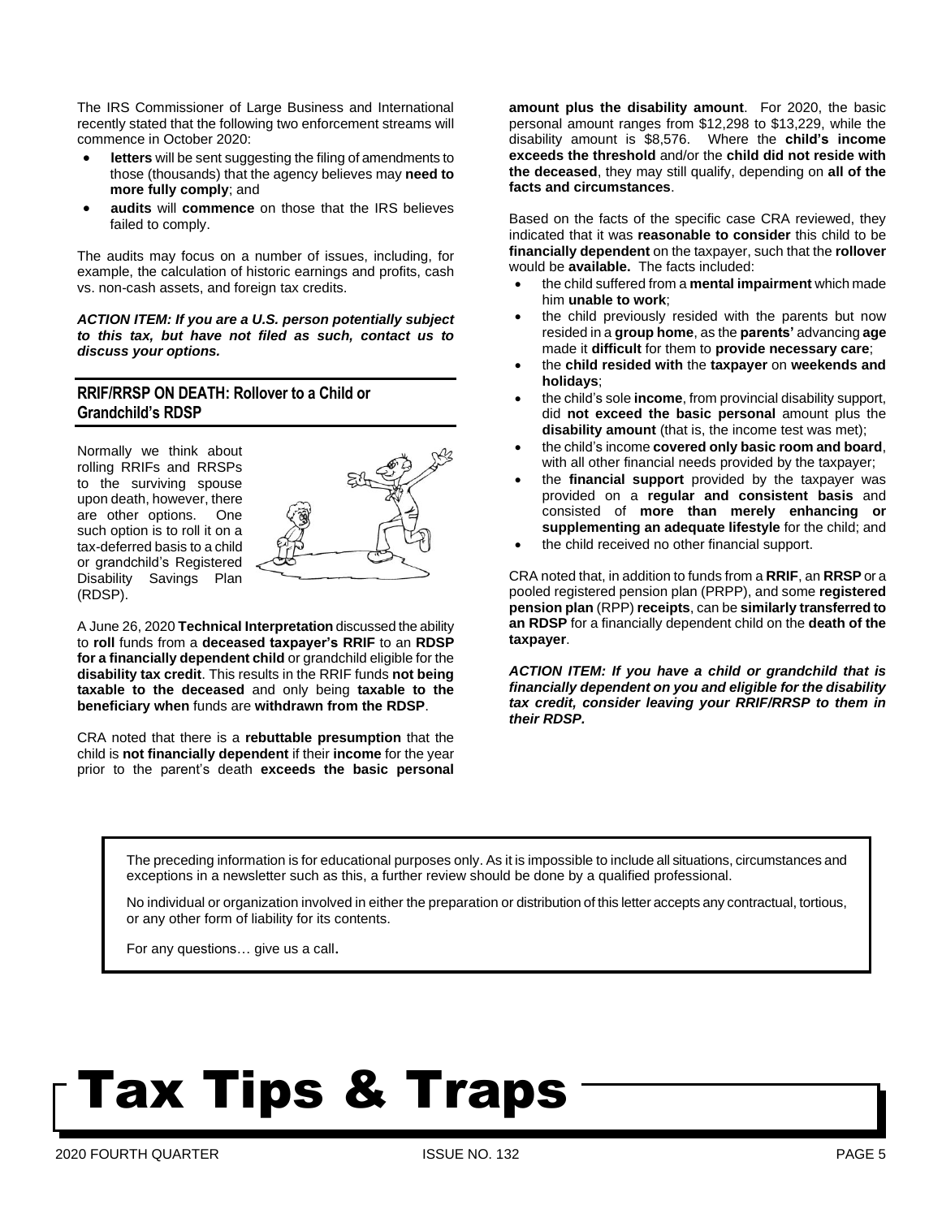The IRS Commissioner of Large Business and International recently stated that the following two enforcement streams will commence in October 2020:

- **letters** will be sent suggesting the filing of amendments to those (thousands) that the agency believes may **need to more fully comply**; and
- **audits** will **commence** on those that the IRS believes failed to comply.

The audits may focus on a number of issues, including, for example, the calculation of historic earnings and profits, cash vs. non-cash assets, and foreign tax credits.

***ACTION ITEM: If you are a U.S. person potentially subject to this tax, but have not filed as such, contact us to discuss your options.***

## RRIF/RRSP ON DEATH: Rollover to a Child or Grandchild's RDSP

Normally we think about rolling RRIFs and RRSPs to the surviving spouse upon death, however, there are other options. One such option is to roll it on a tax-deferred basis to a child or grandchild's Registered Disability Savings Plan (RDSP).

A June 26, 2020 **Technical Interpretation** discussed the ability to **roll** funds from a **deceased taxpayer's RRIF** to an **RDSP for a financially dependent child** or grandchild eligible for the **disability tax credit**. This results in the RRIF funds **not being taxable to the deceased** and only being **taxable to the beneficiary when** funds are **withdrawn from the RDSP**.

CRA noted that there is a **rebuttable presumption** that the child is **not financially dependent** if their **income** for the year prior to the parent's death **exceeds the basic personal amount plus the disability amount**. For 2020, the basic personal amount ranges from $12,298 to $13,229, while the disability amount is $8,576. Where the **child's income exceeds the threshold** and/or the **child did not reside with the deceased**, they may still qualify, depending on **all of the facts and circumstances**.

Based on the facts of the specific case CRA reviewed, they indicated that it was **reasonable to consider** this child to be **financially dependent** on the taxpayer, such that the **rollover** would be **available.** The facts included:

- the child suffered from a **mental impairment** which made him **unable to work**;
- the child previously resided with the parents but now resided in a **group home**, as the **parents'** advancing **age** made it **difficult** for them to **provide necessary care**;
- the **child resided with** the **taxpayer** on **weekends and holidays**;
- the child's sole **income**, from provincial disability support, did **not exceed the basic personal** amount plus the **disability amount** (that is, the income test was met);
- the child's income **covered only basic room and board**, with all other financial needs provided by the taxpayer;
- the **financial support** provided by the taxpayer was provided on a **regular and consistent basis** and consisted of **more than merely enhancing or supplementing an adequate lifestyle** for the child; and
- the child received no other financial support.

CRA noted that, in addition to funds from a **RRIF**, an **RRSP** or a pooled registered pension plan (PRPP), and some **registered pension plan** (RPP) **receipts**, can be **similarly transferred to an RDSP** for a financially dependent child on the **death of the taxpayer**.

***ACTION ITEM: If you have a child or grandchild that is financially dependent on you and eligible for the disability tax credit, consider leaving your RRIF/RRSP to them in their RDSP.***

---

The preceding information is for educational purposes only. As it is impossible to include all situations, circumstances and exceptions in a newsletter such as this, a further review should be done by a qualified professional.

No individual or organization involved in either the preparation or distribution of this letter accepts any contractual, tortious, or any other form of liability for its contents.

For any questions… give us a call.